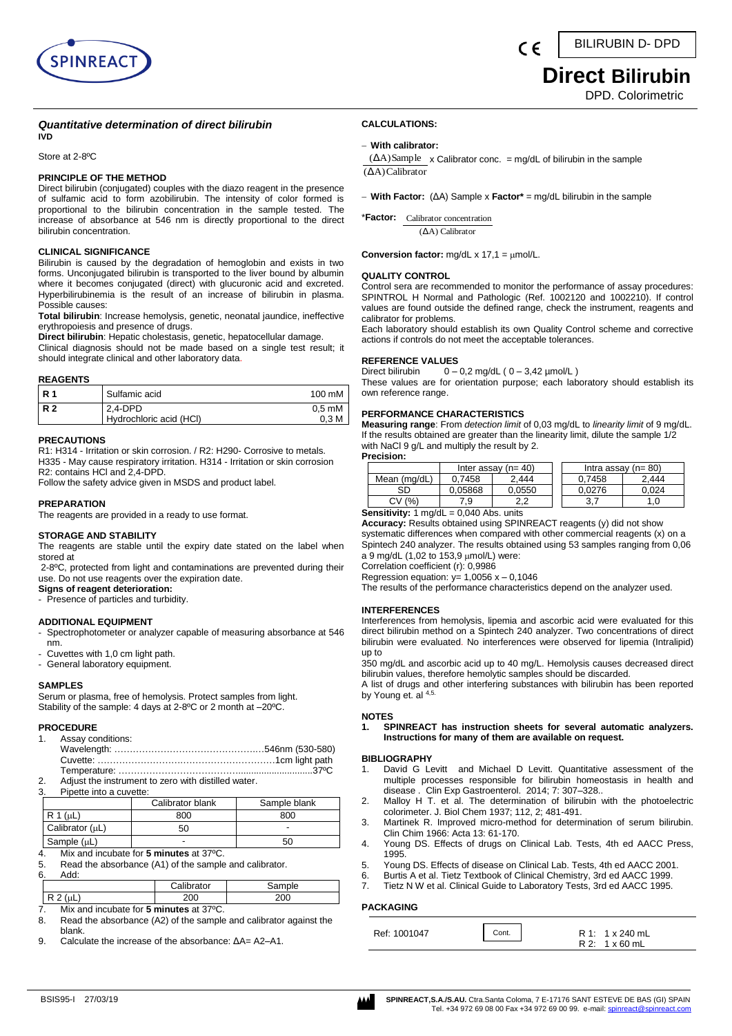BILIRUBIN D- DPD

# Direct Bilirubin

DPD. Colorimetric

### *Quantitative determination of direct bilirubin*

**IVD**

Store at 2-8ºC

#### PRINCIPLE OF THE METHOD

Direct bilirubin (conjugated) couples with the diazo reagent in the presence of sulfamic acid to form azobilirubin. The intensity of color formed is proportional to the bilirubin concentration in the sample tested. The increase of absorbance at 546 nm is directly proportional to the direct bilirubin concentration.

#### CLINICAL SIGNIFICANCE

Bilirubin is caused by the degradation of hemoglobin and exists in two forms. Unconjugated bilirubin is transported to the liver bound by albumin where it becomes conjugated (direct) with glucuronic acid and excreted. Hyperbilirubinemia is the result of an increase of bilirubin in plasma. Possible causes:

**Total bilirubin**: Increase hemolysis, genetic, neonatal jaundice, ineffective erythropoiesis and presence of drugs.

**Direct bilirubin**: Hepatic cholestasis, genetic, hepatocellular damage.

Clinical diagnosis should not be made based on a single test result; it should integrate clinical and other laboratory data.

#### REAGENTS

| | | |
|---|---|---|
| **R 1** | Sulfamic acid | 100 mM |
| **R 2** | 2,4-DPD<br>Hydrochloric acid (HCl) | 0,5 mM<br>0,3 M |

#### PRECAUTIONS

R1: H314 - Irritation or skin corrosion. / R2: H290- Corrosive to metals. H335 - May cause respiratory irritation. H314 - Irritation or skin corrosion R2: contains HCl and 2,4-DPD.

Follow the safety advice given in MSDS and product label.

#### PREPARATION

The reagents are provided in a ready to use format.

#### STORAGE AND STABILITY

The reagents are stable until the expiry date stated on the label when stored at 2-8ºC, protected from light and contaminations are prevented during their use. Do not use reagents over the expiration date.

**Signs of reagent deterioration:**

- Presence of particles and turbidity.

#### ADDITIONAL EQUIPMENT

- Spectrophotometer or analyzer capable of measuring absorbance at 546 nm.
- Cuvettes with 1,0 cm light path.
- General laboratory equipment.

#### SAMPLES

Serum or plasma, free of hemolysis. Protect samples from light.
Stability of the sample: 4 days at 2-8ºC or 2 month at –20ºC.

#### PROCEDURE

1. Assay conditions:
   Wavelength: ………………………………………..546nm (530-580)
   Cuvette: ………………………………………………1cm light path
   Temperature: ……………………………….......................37ºC
2. Adjust the instrument to zero with distilled water.
3. Pipette into a cuvette:

| | Calibrator blank | Sample blank |
|---|---|---|
| R 1 (μL) | 800 | 800 |
| Calibrator (μL) | 50 | - |
| Sample (μL) | - | 50 |

4. Mix and incubate for **5 minutes** at 37ºC.
5. Read the absorbance (A1) of the sample and calibrator.
6. Add:

| | Calibrator | Sample |
|---|---|---|
| R 2 (μL) | 200 | 200 |

7. Mix and incubate for **5 minutes** at 37ºC.
8. Read the absorbance (A2) of the sample and calibrator against the blank.
9. Calculate the increase of the absorbance: $\Delta A = A2 – A1$.

#### CALCULATIONS:

- **With calibrator:**

$$\frac{(\Delta A)\text{Sample}}{(\Delta A)\text{Calibrator}} \times \text{Calibrator conc.} = \text{mg/dL of bilirubin in the sample}$$

- **With Factor:** (ΔA) Sample x **Factor*** = mg/dL bilirubin in the sample

*__Factor:__ $\frac{\text{Calibrator concentration}}{(\Delta A)\text{ Calibrator}}$

**Conversion factor:** mg/dL x 17,1 = μmol/L.

#### QUALITY CONTROL

Control sera are recommended to monitor the performance of assay procedures: SPINTROL H Normal and Pathologic (Ref. 1002120 and 1002210). If control values are found outside the defined range, check the instrument, reagents and calibrator for problems.

Each laboratory should establish its own Quality Control scheme and corrective actions if controls do not meet the acceptable tolerances.

#### REFERENCE VALUES

Direct bilirubin 0 – 0,2 mg/dL ( 0 – 3,42 µmol/L )

These values are for orientation purpose; each laboratory should establish its own reference range.

#### PERFORMANCE CHARACTERISTICS

**Measuring range**: From *detection limit* of 0,03 mg/dL to *linearity limit* of 9 mg/dL. If the results obtained are greater than the linearity limit, dilute the sample 1/2 with NaCl 9 g/L and multiply the result by 2.

**Precision:**

| | Inter assay (n= 40) | | Intra assay (n= 80) | |
|---|---|---|---|---|
| Mean (mg/dL) | 0,7458 | 2,444 | 0,7458 | 2,444 |
| SD | 0,05868 | 0,0550 | 0,0276 | 0,024 |
| CV (%) | 7,9 | 2,2 | 3,7 | 1,0 |

**Sensitivity:** 1 mg/dL = 0,040 Abs. units

**Accuracy:** Results obtained using SPINREACT reagents (y) did not show systematic differences when compared with other commercial reagents (x) on a Spintech 240 analyzer. The results obtained using 53 samples ranging from 0,06 a 9 mg/dL (1,02 to 153,9 μmol/L) were:

Correlation coefficient (r): 0,9986

Regression equation: $y = 1{,}0056\,x – 0{,}1046$

The results of the performance characteristics depend on the analyzer used.

#### INTERFERENCES

Interferences from hemolysis, lipemia and ascorbic acid were evaluated for this direct bilirubin method on a Spintech 240 analyzer. Two concentrations of direct bilirubin were evaluated. No interferences were observed for lipemia (Intralipid) up to 350 mg/dL and ascorbic acid up to 40 mg/L. Hemolysis causes decreased direct bilirubin values, therefore hemolytic samples should be discarded.

A list of drugs and other interfering substances with bilirubin has been reported by Young et. al [4,5].

#### NOTES

1. **SPINREACT has instruction sheets for several automatic analyzers. Instructions for many of them are available on request.**

#### BIBLIOGRAPHY

1. David G Levitt and Michael D Levitt. Quantitative assessment of the multiple processes responsible for bilirubin homeostasis in health and disease . Clin Exp Gastroenterol. 2014; 7: 307–328..
2. Malloy H T. et al. The determination of bilirubin with the photoelectric colorimeter. J. Biol Chem 1937; 112, 2; 481-491.
3. Martinek R. Improved micro-method for determination of serum bilirubin. Clin Chim 1966: Acta 13: 61-170.
4. Young DS. Effects of drugs on Clinical Lab. Tests, 4th ed AACC Press, 1995.
5. Young DS. Effects of disease on Clinical Lab. Tests, 4th ed AACC 2001.
6. Burtis A et al. Tietz Textbook of Clinical Chemistry, 3rd ed AACC 1999.
7. Tietz N W et al. Clinical Guide to Laboratory Tests, 3rd ed AACC 1995.

#### PACKAGING

| Ref: 1001047 | Cont. | R 1: 1 x 240 mL<br>R 2: 1 x 60 mL |
|---|---|---|

BSIS95-I 27/03/19

**SPINREACT,S.A./S.A.U.** Ctra.Santa Coloma, 7 E-17176 SANT ESTEVE DE BAS (GI) SPAIN
Tel. +34 972 69 08 00 Fax +34 972 69 00 99. e-mail: spinreact@spinreact.com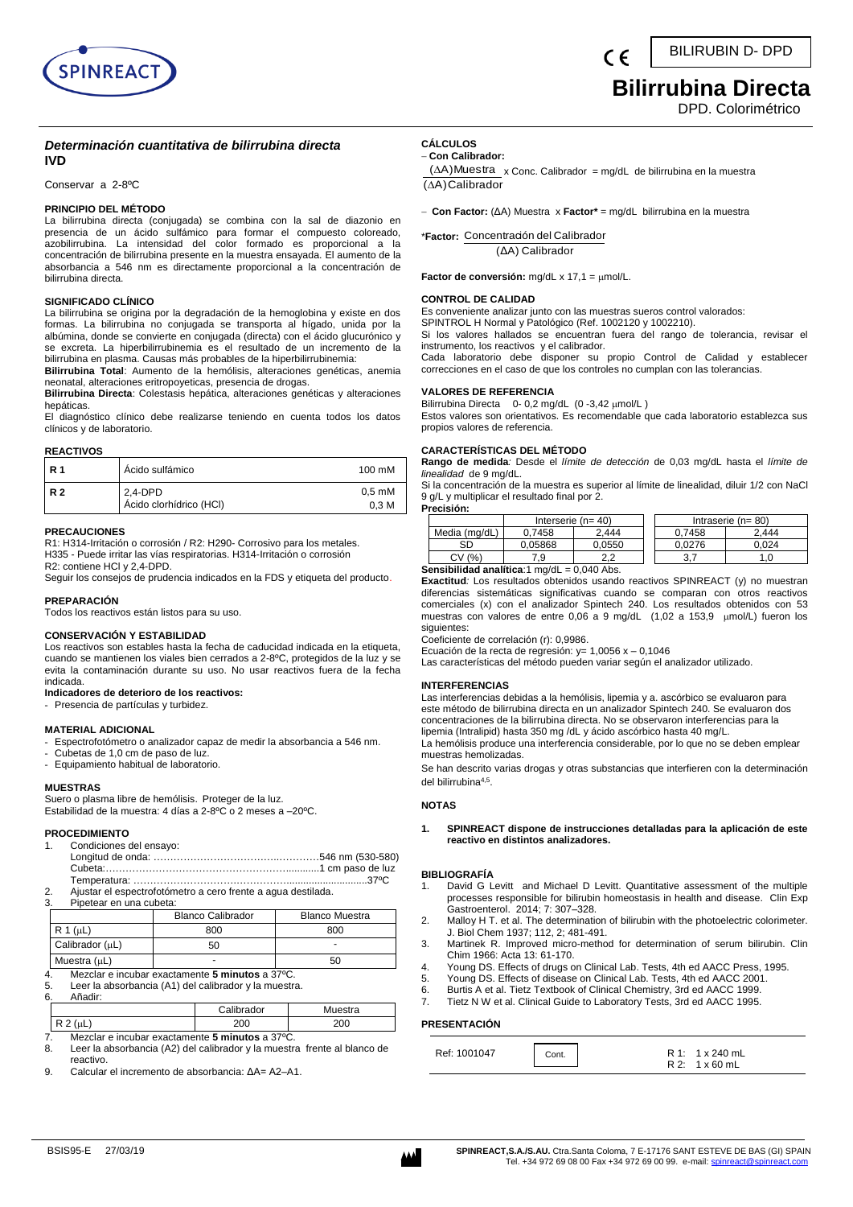# Bilirrubina Directa

DPD. Colorimétrico

BILIRUBIN D- DPD

### *Determinación cuantitativa de bilirrubina directa*
**IVD**

Conservar a 2-8ºC

#### PRINCIPIO DEL MÉTODO

La bilirrubina directa (conjugada) se combina con la sal de diazonio en presencia de un ácido sulfámico para formar el compuesto coloreado, azobilirrubina. La intensidad del color formado es proporcional a la concentración de bilirrubina presente en la muestra ensayada. El aumento de la absorbancia a 546 nm es directamente proporcional a la concentración de bilirrubina directa.

#### SIGNIFICADO CLÍNICO

La bilirrubina se origina por la degradación de la hemoglobina y existe en dos formas. La bilirrubina no conjugada se transporta al hígado, unida por la albúmina, donde se convierte en conjugada (directa) con el ácido glucurónico y se excreta. La hiperbilirrubinemia es el resultado de un incremento de la bilirrubina en plasma. Causas más probables de la hiperbilirrubinemia:

**Bilirrubina Total**: Aumento de la hemólisis, alteraciones genéticas, anemia neonatal, alteraciones eritropoyeticas, presencia de drogas.

**Bilirrubina Directa**: Colestasis hepática, alteraciones genéticas y alteraciones hepáticas.

El diagnóstico clínico debe realizarse teniendo en cuenta todos los datos clínicos y de laboratorio.

#### REACTIVOS

| | | |
|---|---|---|
| **R 1** | Ácido sulfámico | 100 mM |
| **R 2** | 2,4-DPD<br>Ácido clorhídrico (HCl) | 0,5 mM<br>0,3 M |

#### PRECAUCIONES

R1: H314-Irritación o corrosión / R2: H290- Corrosivo para los metales. H335 - Puede irritar las vías respiratorias. H314-Irritación o corrosión

R2: contiene HCl y 2,4-DPD.

Seguir los consejos de prudencia indicados en la FDS y etiqueta del producto.

#### PREPARACIÓN

Todos los reactivos están listos para su uso.

#### CONSERVACIÓN Y ESTABILIDAD

Los reactivos son estables hasta la fecha de caducidad indicada en la etiqueta, cuando se mantienen los viales bien cerrados a 2-8ºC, protegidos de la luz y se evita la contaminación durante su uso. No usar reactivos fuera de la fecha indicada.

**Indicadores de deterioro de los reactivos:**

- Presencia de partículas y turbidez.

#### MATERIAL ADICIONAL

- Espectrofotómetro o analizador capaz de medir la absorbancia a 546 nm.
- Cubetas de 1,0 cm de paso de luz.
- Equipamiento habitual de laboratorio.

#### MUESTRAS

Suero o plasma libre de hemólisis. Proteger de la luz.

Estabilidad de la muestra: 4 días a 2-8ºC o 2 meses a –20ºC.

#### PROCEDIMIENTO

1. Condiciones del ensayo:
   Longitud de onda: ……………………………………………546 nm (530-580)
   Cubeta:……………………………………………………1 cm paso de luz
   Temperatura: ………………………………………………………37ºC
2. Ajustar el espectrofotómetro a cero frente a agua destilada.
3. Pipetear en una cubeta:

| | Blanco Calibrador | Blanco Muestra |
|---|---|---|
| R 1 (μL) | 800 | 800 |
| Calibrador (μL) | 50 | - |
| Muestra (μL) | - | 50 |

4. Mezclar e incubar exactamente **5 minutos** a 37ºC.
5. Leer la absorbancia (A1) del calibrador y la muestra.
6. Añadir:

| | Calibrador | Muestra |
|---|---|---|
| R 2 (μL) | 200 | 200 |

7. Mezclar e incubar exactamente **5 minutos** a 37ºC.
8. Leer la absorbancia (A2) del calibrador y la muestra frente al blanco de reactivo.
9. Calcular el incremento de absorbancia: $\Delta A = A2 - A1$.

#### CÁLCULOS

– **Con Calibrador:**

$$\frac{(\Delta A)\text{Muestra}}{(\Delta A)\text{Calibrador}} \times \text{Conc. Calibrador} = \text{mg/dL de bilirrubina en la muestra}$$

– **Con Factor:** (ΔA) Muestra x **Factor*** = mg/dL bilirrubina en la muestra

$$\text{*Factor: } \frac{\text{Concentración del Calibrador}}{(\Delta A)\text{ Calibrador}}$$

**Factor de conversión:** mg/dL x 17,1 = μmol/L.

#### CONTROL DE CALIDAD

Es conveniente analizar junto con las muestras sueros control valorados:

SPINTROL H Normal y Patológico (Ref. 1002120 y 1002210).

Si los valores hallados se encuentran fuera del rango de tolerancia, revisar el instrumento, los reactivos y el calibrador.

Cada laboratorio debe disponer su propio Control de Calidad y establecer correcciones en el caso de que los controles no cumplan con las tolerancias.

#### VALORES DE REFERENCIA

Bilirrubina Directa 0- 0,2 mg/dL (0 -3,42 μmol/L )

Estos valores son orientativos. Es recomendable que cada laboratorio establezca sus propios valores de referencia.

#### CARACTERÍSTICAS DEL MÉTODO

**Rango de medida**: Desde el *límite de detección* de 0,03 mg/dL hasta el *límite de linealidad* de 9 mg/dL.

Si la concentración de la muestra es superior al límite de linealidad, diluir 1/2 con NaCl 9 g/L y multiplicar el resultado final por 2.

**Precisión:**

| | Interserie (n= 40) | | Intraserie (n= 80) | |
|---|---|---|---|---|
| Media (mg/dL) | 0,7458 | 2,444 | 0,7458 | 2,444 |
| SD | 0,05868 | 0,0550 | 0,0276 | 0,024 |
| CV (%) | 7,9 | 2,2 | 3,7 | 1,0 |

**Sensibilidad analítica**:1 mg/dL = 0,040 Abs.

**Exactitud**: Los resultados obtenidos usando reactivos SPINREACT (y) no muestran diferencias sistemáticas significativas cuando se comparan con otros reactivos comerciales (x) con el analizador Spintech 240. Los resultados obtenidos con 53 muestras con valores de entre 0,06 a 9 mg/dL (1,02 a 153,9 μmol/L) fueron los siguientes:

Coeficiente de correlación (r): 0,9986.

Ecuación de la recta de regresión: $y = 1{,}0056\,x - 0{,}1046$

Las características del método pueden variar según el analizador utilizado.

#### INTERFERENCIAS

Las interferencias debidas a la hemólisis, lipemia y a. ascórbico se evaluaron para este método de bilirrubina directa en un analizador Spintech 240. Se evaluaron dos concentraciones de la bilirrubina directa. No se observaron interferencias para la lipemia (Intralipid) hasta 350 mg /dL y ácido ascórbico hasta 40 mg/L.

La hemólisis produce una interferencia considerable, por lo que no se deben emplear muestras hemolizadas.

Se han descrito varias drogas y otras substancias que interfieren con la determinación del bilirrubina[4,5].

#### NOTAS

1. **SPINREACT dispone de instrucciones detalladas para la aplicación de este reactivo en distintos analizadores.**

#### BIBLIOGRAFÍA

1. David G Levitt and Michael D Levitt. Quantitative assessment of the multiple processes responsible for bilirubin homeostasis in health and disease. Clin Exp Gastroenterol. 2014; 7: 307–328.
2. Malloy H T. et al. The determination of bilirubin with the photoelectric colorimeter. J. Biol Chem 1937; 112, 2; 481-491.
3. Martinek R. Improved micro-method for determination of serum bilirubin. Clin Chim 1966: Acta 13: 61-170.
4. Young DS. Effects of drugs on Clinical Lab. Tests, 4th ed AACC Press, 1995.
5. Young DS. Effects of disease on Clinical Lab. Tests, 4th ed AACC 2001.
6. Burtis A et al. Tietz Textbook of Clinical Chemistry, 3rd ed AACC 1999.
7. Tietz N W et al. Clinical Guide to Laboratory Tests, 3rd ed AACC 1995.

#### PRESENTACIÓN

| Ref: 1001047 | Cont. | R 1: 1 x 240 mL<br>R 2: 1 x 60 mL |
|---|---|---|

BSIS95-E 27/03/19

**SPINREACT,S.A./S.A.U.** Ctra.Santa Coloma, 7 E-17176 SANT ESTEVE DE BAS (GI) SPAIN
Tel. +34 972 69 08 00 Fax +34 972 69 00 99. e-mail: spinreact@spinreact.com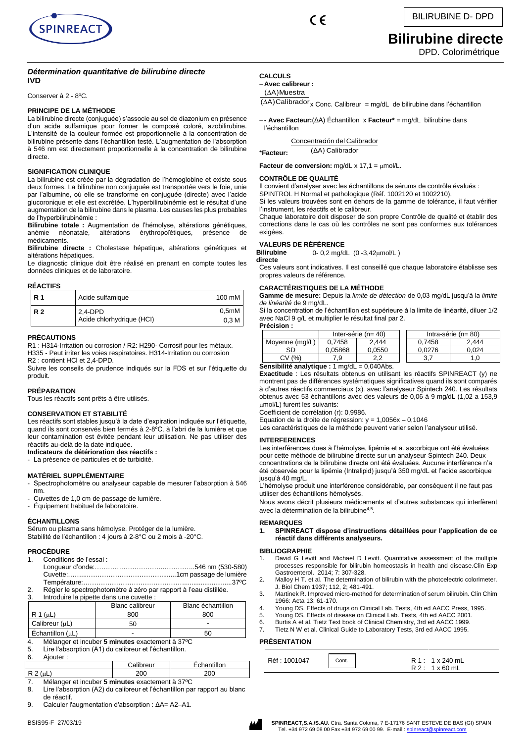BILIRUBINE D- DPD

# Bilirubine directe

DPD. Colorimétrique

### *Détermination quantitative de bilirubine directe*

**IVD**

Conserver à 2 - 8ºC.

#### PRINCIPE DE LA MÉTHODE

La bilirubine directe (conjuguée) s'associe au sel de diazonium en présence d'un acide sulfamique pour former le composé coloré, azobilirubine. L'intensité de la couleur formée est proportionnelle à la concentration de bilirubine présente dans l'échantillon testé. L'augmentation de l'absorption à 546 nm est directement proportionnelle à la concentration de bilirubine directe.

#### SIGNIFICATION CLINIQUE

La bilirubine est créée par la dégradation de l'hémoglobine et existe sous deux formes. La bilirubine non conjuguée est transportée vers le foie, unie par l'albumine, où elle se transforme en conjuguée (directe) avec l'acide glucoronique et elle est excrétée. L'hyperbilirubinémie est le résultat d'une augmentation de la bilirubine dans le plasma. Les causes les plus probables de l'hyperbilirubinémie :

**Bilirubine totale :** Augmentation de l'hémolyse, altérations génétiques, anémie néonatale, altérations érythropoïétiques, présence de médicaments.

**Bilirubine directe :** Cholestase hépatique, altérations génétiques et altérations hépatiques.

Le diagnostic clinique doit être réalisé en prenant en compte toutes les données cliniques et de laboratoire.

#### RÉACTIFS

| | | |
|---|---|---|
| **R 1** | Acide sulfamique | 100 mM |
| **R 2** | 2,4-DPD<br>Acide chlorhydrique (HCl) | 0,5mM<br>0,3 M |

#### PRÉCAUTIONS

R1 : H314-Irritation ou corrosion / R2: H290- Corrosif pour les métaux. H335 - Peut irriter les voies respiratoires. H314-Irritation ou corrosion
R2 : contient HCl et 2,4-DPD.

Suivre les conseils de prudence indiqués sur la FDS et sur l'étiquette du produit.

#### PRÉPARATION

Tous les réactifs sont prêts à être utilisés.

#### CONSERVATION ET STABILITÉ

Les réactifs sont stables jusqu'à la date d'expiration indiquée sur l'étiquette, quand ils sont conservés bien fermés à 2-8ºC, à l'abri de la lumière et que leur contamination est évitée pendant leur utilisation. Ne pas utiliser des réactifs au-delà de la date indiquée.

**Indicateurs de détérioration des réactifs :**

- La présence de particules et de turbidité.

#### MATÉRIEL SUPPLÉMENTAIRE

- Spectrophotomètre ou analyseur capable de mesurer l'absorption à 546 nm.
- Cuvettes de 1,0 cm de passage de lumière.
- Équipement habituel de laboratoire.

#### ÉCHANTILLONS

Sérum ou plasma sans hémolyse. Protéger de la lumière.
Stabilité de l'échantillon : 4 jours à 2-8°C ou 2 mois à -20°C.

#### PROCÉDURE

1. Conditions de l'essai :
   Longueur d'onde:……………………………………..546 nm (530-580)
   Cuvette:……...…………………………….........1cm passage de lumière
   Température:………………………………………..........................37ºC
2. Régler le spectrophotomètre à zéro par rapport à l'eau distillée.
3. Introduire la pipette dans une cuvette :

| | Blanc calibreur | Blanc échantillon |
|---|---|---|
| R 1 (μL) | 800 | 800 |
| Calibreur (μL) | 50 | - |
| Échantillon (μL) | - | 50 |

4. Mélanger et incuber **5 minutes** exactement à 37ºC
5. Lire l'absorption (A1) du calibreur et l'échantillon.
6. Ajouter :

| | Calibreur | Échantillon |
|---|---|---|
| R 2 (μL) | 200 | 200 |

7. Mélanger et incuber **5 minutes** exactement à 37ºC
8. Lire l'absorption (A2) du calibreur et l'échantillon par rapport au blanc de réactif.
9. Calculer l'augmentation d'absorption : ΔA= A2–A1.

#### CALCULS

– **Avec calibreur :**

$$\frac{(\Delta A)\text{Muestra}}{(\Delta A)\text{Calibrador}} \times \text{Conc. Calibreur} = \text{mg/dL de bilirubine dans l'échantillon}$$

– **- Avec Facteur:**(ΔA) Échantillon x **Facteur\*** = mg/dL bilirubine dans l'échantillon

$$\text{*Facteur: } \frac{\text{Concentración del Calibrador}}{(\Delta A)\text{ Calibrador}}$$

**Facteur de conversion:** mg/dL x 17,1 = μmol/L.

#### CONTRÔLE DE QUALITÉ

Il convient d'analyser avec les échantillons de sérums de contrôle évalués : SPINTROL H Normal et pathologique (Réf. 1002120 et 1002210).

Si les valeurs trouvées sont en dehors de la gamme de tolérance, il faut vérifier l'instrument, les réactifs et le calibreur.

Chaque laboratoire doit disposer de son propre Contrôle de qualité et établir des corrections dans le cas où les contrôles ne sont pas conformes aux tolérances exigées.

#### VALEURS DE RÉFÉRENCE

**Bilirubine directe** 0- 0,2 mg/dL (0 -3,42μmol/L )

Ces valeurs sont indicatives. Il est conseillé que chaque laboratoire établisse ses propres valeurs de référence.

#### CARACTÉRISTIQUES DE LA MÉTHODE

**Gamme de mesure:** Depuis la *limite de détection* de 0,03 mg/dL jusqu'à la *limite de linéarité* de 9 mg/dL.

Si la concentration de l'échantillon est supérieure à la limite de linéarité, diluer 1/2 avec NaCl 9 g/L et multiplier le résultat final par 2.

**Précision :**

| | Inter-série (n= 40) | | Intra-série (n= 80) | |
|---|---|---|---|---|
| Moyenne (mgl/L) | 0,7458 | 2,444 | 0,7458 | 2,444 |
| SD | 0,05868 | 0,0550 | 0,0276 | 0,024 |
| CV (%) | 7,9 | 2,2 | 3,7 | 1,0 |

**Sensibilité analytique :** 1 mg/dL = 0,040Abs.

**Exactitude** : Les résultats obtenus en utilisant les réactifs SPINREACT (y) ne montrent pas de différences systématiques significatives quand ils sont comparés à d'autres réactifs commerciaux (x). avec l'analyseur Spintech 240. Les résultats obtenus avec 53 échantillons avec des valeurs de 0,06 à 9 mg/dL (1,02 a 153,9 μmol/L) furent les suivants:

Coefficient de corrélation (r): 0,9986.

Equation de la droite de régression: y = 1,0056x – 0,1046

Les caractéristiques de la méthode peuvent varier selon l'analyseur utilisé.

#### INTERFERENCES

Les interférences dues à l'hémolyse, lipémie et a. ascorbique ont été évaluées pour cette méthode de bilirubine directe sur un analyseur Spintech 240. Deux concentrations de la bilirubine directe ont été évaluées. Aucune interférence n'a été observée pour la lipémie (Intralipid) jusqu'à 350 mg/dL et l'acide ascorbique jusqu'à 40 mg/L.

L'hémolyse produit une interférence considérable, par conséquent il ne faut pas utiliser des échantillons hémolysés.

Nous avons décrit plusieurs médicaments et d'autres substances qui interfèrent avec la détermination de la bilirubine[4,5].

#### REMARQUES

1. **SPINREACT dispose d'instructions détaillées pour l'application de ce réactif dans différents analyseurs.**

#### BIBLIOGRAPHIE

1. David G Levitt and Michael D Levitt. Quantitative assessment of the multiple processes responsible for bilirubin homeostasis in health and disease.Clin Exp Gastroenterol. 2014; 7: 307-328.
2. Malloy H T. et al. The determination of bilirubin with the photoelectric colorimeter. J. Biol Chem 1937; 112, 2; 481-491.
3. Martinek R. Improved micro-method for determination of serum bilirubin. Clin Chim 1966: Acta 13: 61-170.
4. Young DS. Effects of drugs on Clinical Lab. Tests, 4th ed AACC Press, 1995.
5. Young DS. Effects of disease on Clinical Lab. Tests, 4th ed AACC 2001.
6. Burtis A et al. Tietz Text book of Clinical Chemistry, 3rd ed AACC 1999.
7. Tietz N W et al. Clinical Guide to Laboratory Tests, 3rd ed AACC 1995.

#### PRÉSENTATION

| Réf : 1001047 | Cont. | R 1: 1 x 240 mL<br>R 2: 1 x 60 mL |
|---|---|---|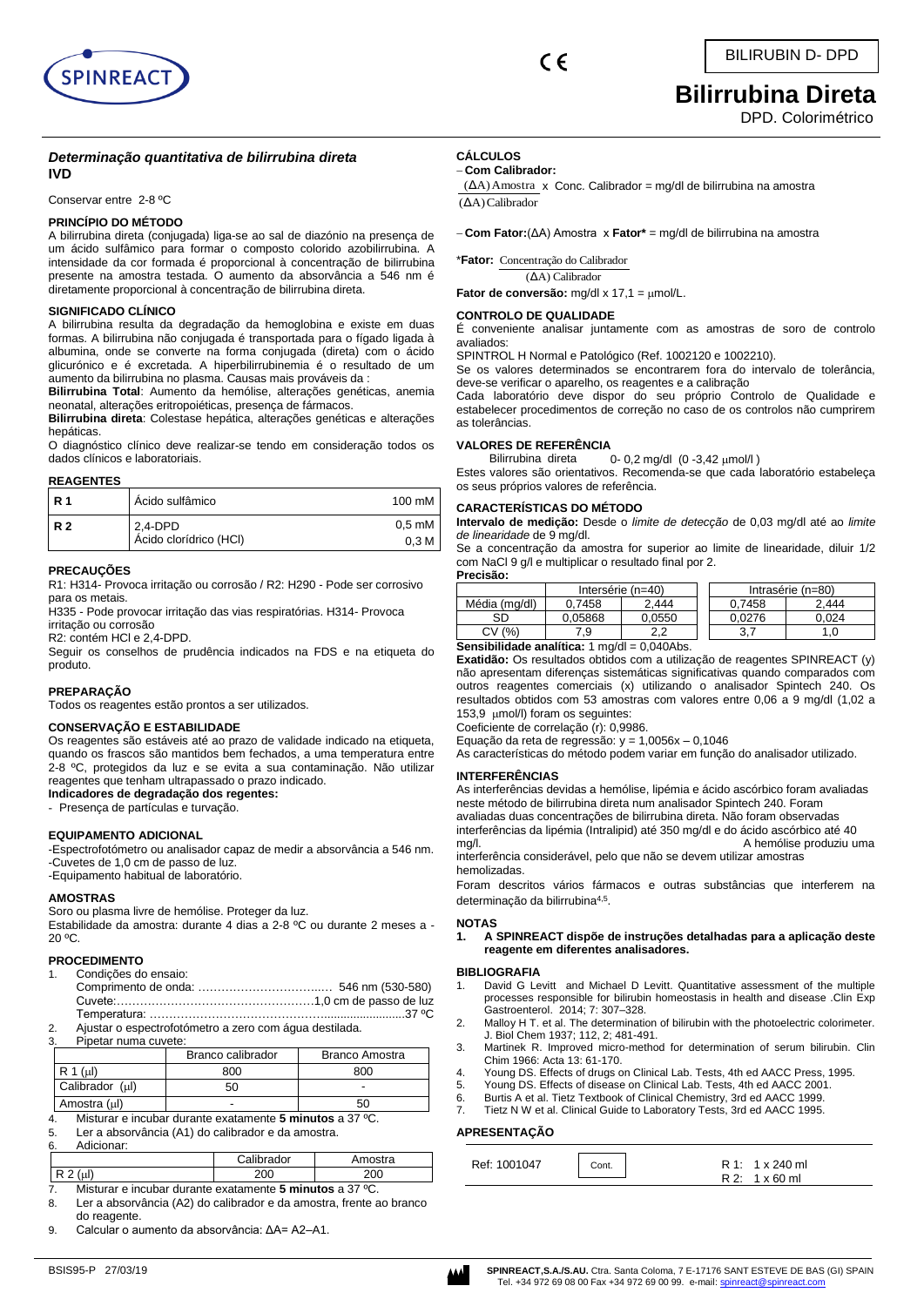BILIRUBIN D- DPD

# Bilirrubina Direta

DPD. Colorimétrico

## *Determinação quantitativa de bilirrubina direta*
**IVD**

Conservar entre 2-8 ºC

### PRINCÍPIO DO MÉTODO

A bilirrubina direta (conjugada) liga-se ao sal de diazónio na presença de um ácido sulfâmico para formar o composto colorido azobilirrubina. A intensidade da cor formada é proporcional à concentração de bilirrubina presente na amostra testada. O aumento da absorvância a 546 nm é diretamente proporcional à concentração de bilirrubina direta.

### SIGNIFICADO CLÍNICO

A bilirrubina resulta da degradação da hemoglobina e existe em duas formas. A bilirrubina não conjugada é transportada para o fígado ligada à albumina, onde se converte na forma conjugada (direta) com o ácido glicurónico e é excretada. A hiperbilirrubinemia é o resultado de um aumento da bilirrubina no plasma. Causas mais prováveis da :

**Bilirrubina Total**: Aumento da hemólise, alterações genéticas, anemia neonatal, alterações eritropoiéticas, presença de fármacos.

**Bilirrubina direta**: Colestase hepática, alterações genéticas e alterações hepáticas.

O diagnóstico clínico deve realizar-se tendo em consideração todos os dados clínicos e laboratoriais.

### REAGENTES

| | | |
|---|---|---|
| **R 1** | Ácido sulfâmico | 100 mM |
| **R 2** | 2,4-DPD<br>Ácido clorídrico (HCl) | 0,5 mM<br>0,3 M |

### PRECAUÇÕES

R1: H314- Provoca irritação ou corrosão / R2: H290 - Pode ser corrosivo para os metais.

H335 - Pode provocar irritação das vias respiratórias. H314- Provoca irritação ou corrosão

R2: contém HCl e 2,4-DPD.

Seguir os conselhos de prudência indicados na FDS e na etiqueta do produto.

### PREPARAÇÃO

Todos os reagentes estão prontos a ser utilizados.

### CONSERVAÇÃO E ESTABILIDADE

Os reagentes são estáveis até ao prazo de validade indicado na etiqueta, quando os frascos são mantidos bem fechados, a uma temperatura entre 2-8 ºC, protegidos da luz e se evita a sua contaminação. Não utilizar reagentes que tenham ultrapassado o prazo indicado.

**Indicadores de degradação dos regentes:**

- Presença de partículas e turvação.

### EQUIPAMENTO ADICIONAL

- Espectrofotómetro ou analisador capaz de medir a absorvância a 546 nm.
- Cuvetes de 1,0 cm de passo de luz.
- Equipamento habitual de laboratório.

### AMOSTRAS

Soro ou plasma livre de hemólise. Proteger da luz.

Estabilidade da amostra: durante 4 dias a 2-8 ºC ou durante 2 meses a -20 ºC.

### PROCEDIMENTO

1. Condições do ensaio:
   Comprimento de onda: ................................ 546 nm (530-580)
   Cuvete:..................................................1,0 cm de passo de luz
   Temperatura: ..........................................................37 ºC
2. Ajustar o espectrofotómetro a zero com água destilada.
3. Pipetar numa cuvete:

| | Branco calibrador | Branco Amostra |
|---|---|---|
| R 1 (µl) | 800 | 800 |
| Calibrador (µl) | 50 | - |
| Amostra (µl) | - | 50 |

4. Misturar e incubar durante exatamente **5 minutos** a 37 ºC.
5. Ler a absorvância (A1) do calibrador e da amostra.
6. Adicionar:

| | Calibrador | Amostra |
|---|---|---|
| R 2 (µl) | 200 | 200 |

7. Misturar e incubar durante exatamente **5 minutos** a 37 ºC.
8. Ler a absorvância (A2) do calibrador e da amostra, frente ao branco do reagente.
9. Calcular o aumento da absorvância: $\Delta A = A2 - A1$.

### CÁLCULOS

– **Com Calibrador:**

$$\frac{(\Delta A)\ \text{Amostra}}{(\Delta A)\ \text{Calibrador}} \times \text{Conc. Calibrador} = \text{mg/dl de bilirrubina na amostra}$$

– **Com Fator:** $(\Delta A)$ Amostra x **Fator*** = mg/dl de bilirrubina na amostra

$$\text{*Fator:} \ \frac{\text{Concentração do Calibrador}}{(\Delta A)\ \text{Calibrador}}$$

**Fator de conversão:** mg/dl x 17,1 = µmol/L.

### CONTROLO DE QUALIDADE

É conveniente analisar juntamente com as amostras de soro de controlo avaliados:

SPINTROL H Normal e Patológico (Ref. 1002120 e 1002210).

Se os valores determinados se encontrarem fora do intervalo de tolerância, deve-se verificar o aparelho, os reagentes e a calibração

Cada laboratório deve dispor do seu próprio Controlo de Qualidade e estabelecer procedimentos de correção no caso de os controlos não cumprirem as tolerâncias.

### VALORES DE REFERÊNCIA

Bilirrubina direta    0- 0,2 mg/dl (0 -3,42 µmol/l )

Estes valores são orientativos. Recomenda-se que cada laboratório estabeleça os seus próprios valores de referência.

### CARACTERÍSTICAS DO MÉTODO

**Intervalo de medição:** Desde o *limite de detecção* de 0,03 mg/dl até ao *limite de linearidade* de 9 mg/dl.

Se a concentração da amostra for superior ao limite de linearidade, diluir 1/2 com NaCl 9 g/l e multiplicar o resultado final por 2.

**Precisão:**

| | Intersérie (n=40) | | Intrasérie (n=80) | |
|---|---|---|---|---|
| Média (mg/dl) | 0,7458 | 2,444 | 0,7458 | 2,444 |
| SD | 0,05868 | 0,0550 | 0,0276 | 0,024 |
| CV (%) | 7,9 | 2,2 | 3,7 | 1,0 |

**Sensibilidade analítica:** 1 mg/dl = 0,040Abs.

**Exatidão:** Os resultados obtidos com a utilização de reagentes SPINREACT (y) não apresentam diferenças sistemáticas significativas quando comparados com outros reagentes comerciais (x) utilizando o analisador Spintech 240. Os resultados obtidos com 53 amostras com valores entre 0,06 a 9 mg/dl (1,02 a 153,9 µmol/l) foram os seguintes:

Coeficiente de correlação (r): 0,9986.

Equação da reta de regressão: $y = 1{,}0056x – 0{,}1046$

As características do método podem variar em função do analisador utilizado.

### INTERFERÊNCIAS

As interferências devidas a hemólise, lipémia e ácido ascórbico foram avaliadas neste método de bilirrubina direta num analisador Spintech 240. Foram avaliadas duas concentrações de bilirrubina direta. Não foram observadas interferências da lipémia (Intralipid) até 350 mg/dl e do ácido ascórbico até 40 mg/l. A hemólise produziu uma interferência considerável, pelo que não se devem utilizar amostras hemolizadas.

Foram descritos vários fármacos e outras substâncias que interferem na determinação da bilirrubina[4,5].

### NOTAS

1. **A SPINREACT dispõe de instruções detalhadas para a aplicação deste reagente em diferentes analisadores.**

### BIBLIOGRAFIA

1. David G Levitt and Michael D Levitt. Quantitative assessment of the multiple processes responsible for bilirubin homeostasis in health and disease .Clin Exp Gastroenterol. 2014; 7: 307–328.
2. Malloy H T. et al. The determination of bilirubin with the photoelectric colorimeter. J. Biol Chem 1937; 112, 2; 481-491.
3. Martinek R. Improved micro-method for determination of serum bilirubin. Clin Chim 1966: Acta 13: 61-170.
4. Young DS. Effects of drugs on Clinical Lab. Tests, 4th ed AACC Press, 1995.
5. Young DS. Effects of disease on Clinical Lab. Tests, 4th ed AACC 2001.
6. Burtis A et al. Tietz Textbook of Clinical Chemistry, 3rd ed AACC 1999.
7. Tietz N W et al. Clinical Guide to Laboratory Tests, 3rd ed AACC 1995.

### APRESENTAÇÃO

| | | |
|---|---|---|
| Ref: 1001047 | Cont. | R 1: 1 x 240 ml<br>R 2: 1 x 60 ml |

BSIS95-P 27/03/19

SPINREACT,S.A./S.A.U. Ctra. Santa Coloma, 7 E-17176 SANT ESTEVE DE BAS (GI) SPAIN
Tel. +34 972 69 08 00 Fax +34 972 69 00 99. e-mail: spinreact@spinreact.com